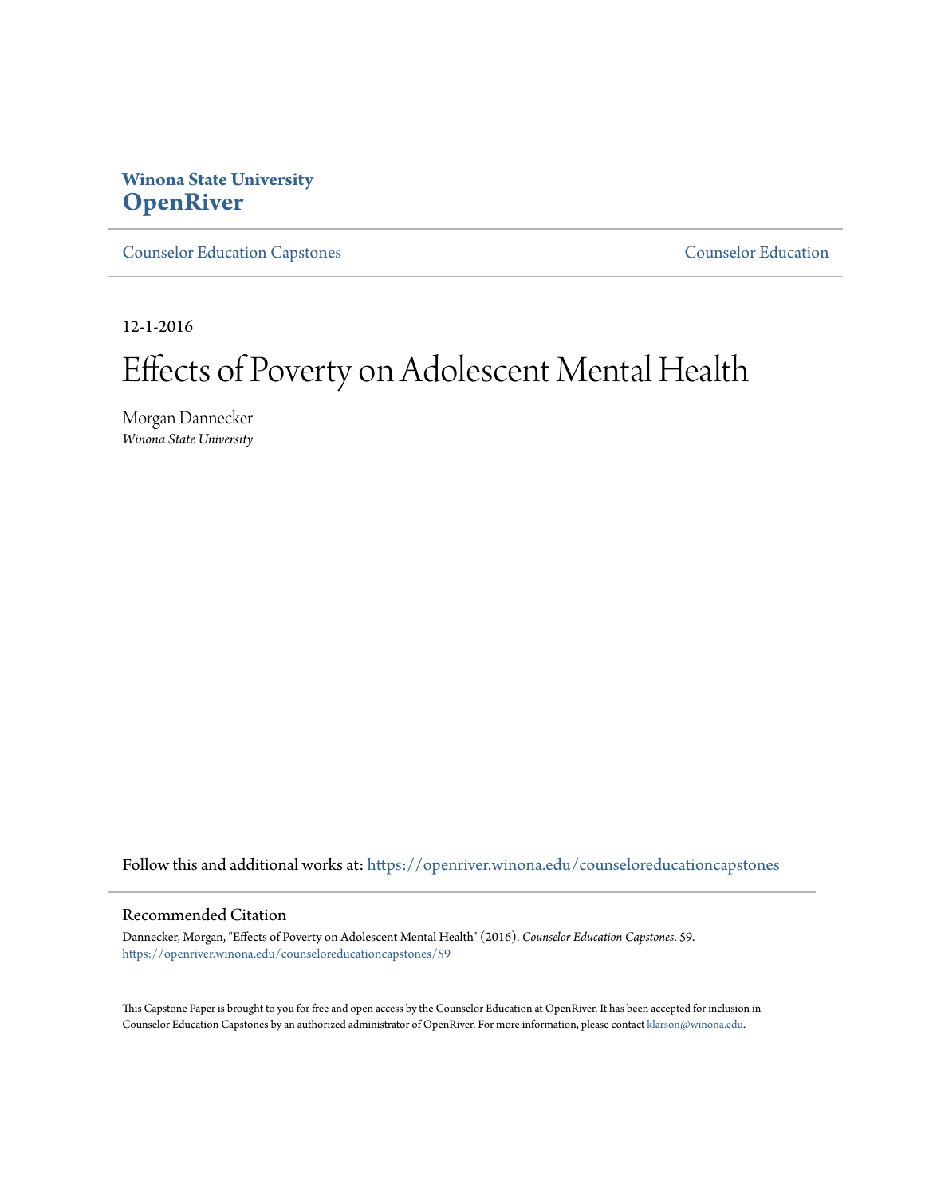Winona State University
**OpenRiver**

Counselor Education Capstones | Counselor Education

12-1-2016

# Effects of Poverty on Adolescent Mental Health

Morgan Dannecker
*Winona State University*

Follow this and additional works at: https://openriver.winona.edu/counseloreducationcapstones

## Recommended Citation

Dannecker, Morgan, "Effects of Poverty on Adolescent Mental Health" (2016). *Counselor Education Capstones*. 59.
https://openriver.winona.edu/counseloreducationcapstones/59

This Capstone Paper is brought to you for free and open access by the Counselor Education at OpenRiver. It has been accepted for inclusion in Counselor Education Capstones by an authorized administrator of OpenRiver. For more information, please contact klarson@winona.edu.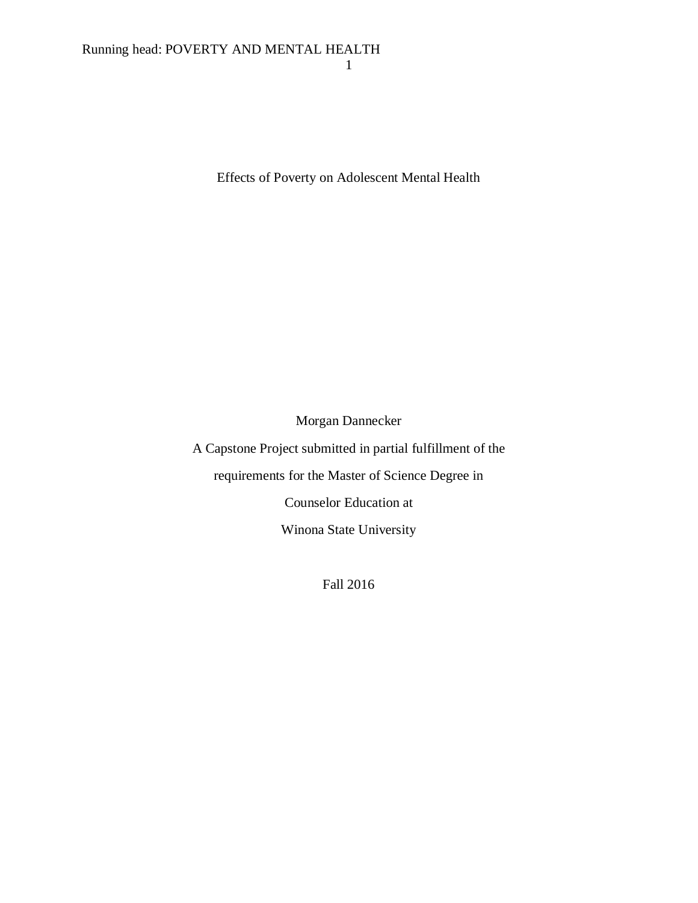# Effects of Poverty on Adolescent Mental Health

Morgan Dannecker

A Capstone Project submitted in partial fulfillment of the requirements for the Master of Science Degree in Counselor Education at Winona State University

Fall 2016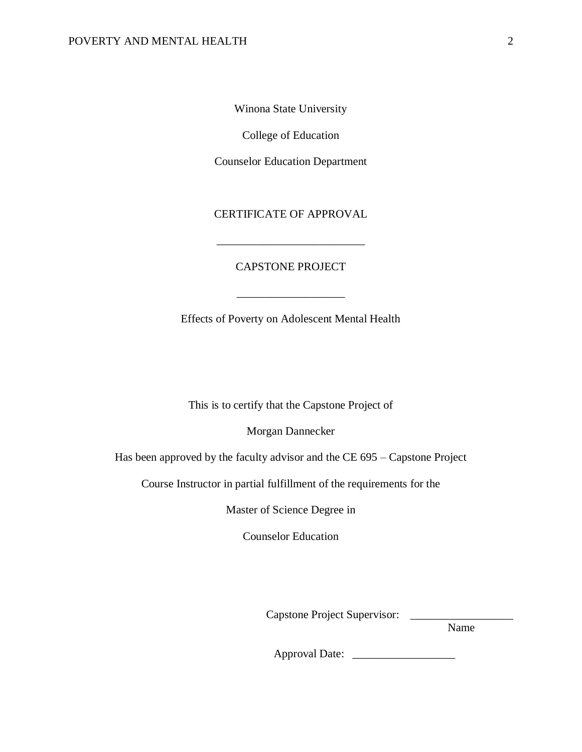Winona State University

College of Education

Counselor Education Department

CERTIFICATE OF APPROVAL

__________________________

CAPSTONE PROJECT

___________________

Effects of Poverty on Adolescent Mental Health

This is to certify that the Capstone Project of

Morgan Dannecker

Has been approved by the faculty advisor and the CE 695 – Capstone Project

Course Instructor in partial fulfillment of the requirements for the

Master of Science Degree in

Counselor Education

Capstone Project Supervisor: __________________
Name

Approval Date: __________________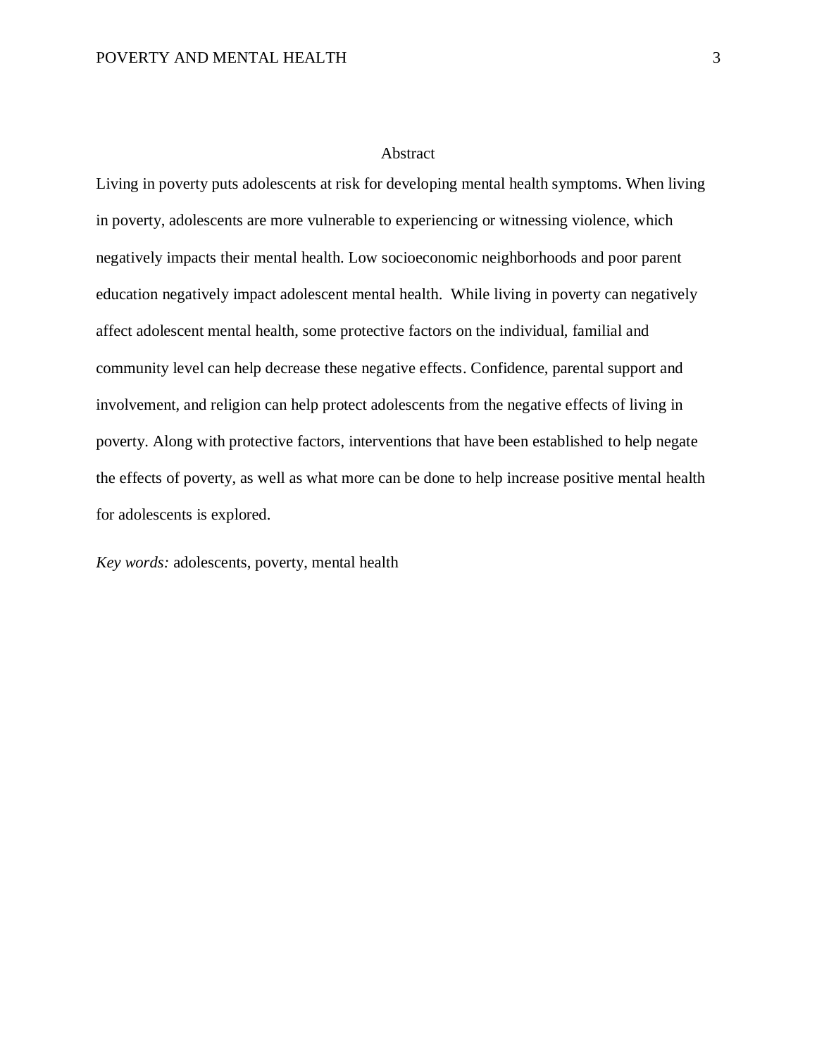# Abstract

Living in poverty puts adolescents at risk for developing mental health symptoms. When living in poverty, adolescents are more vulnerable to experiencing or witnessing violence, which negatively impacts their mental health. Low socioeconomic neighborhoods and poor parent education negatively impact adolescent mental health. While living in poverty can negatively affect adolescent mental health, some protective factors on the individual, familial and community level can help decrease these negative effects. Confidence, parental support and involvement, and religion can help protect adolescents from the negative effects of living in poverty. Along with protective factors, interventions that have been established to help negate the effects of poverty, as well as what more can be done to help increase positive mental health for adolescents is explored.

*Key words:* adolescents, poverty, mental health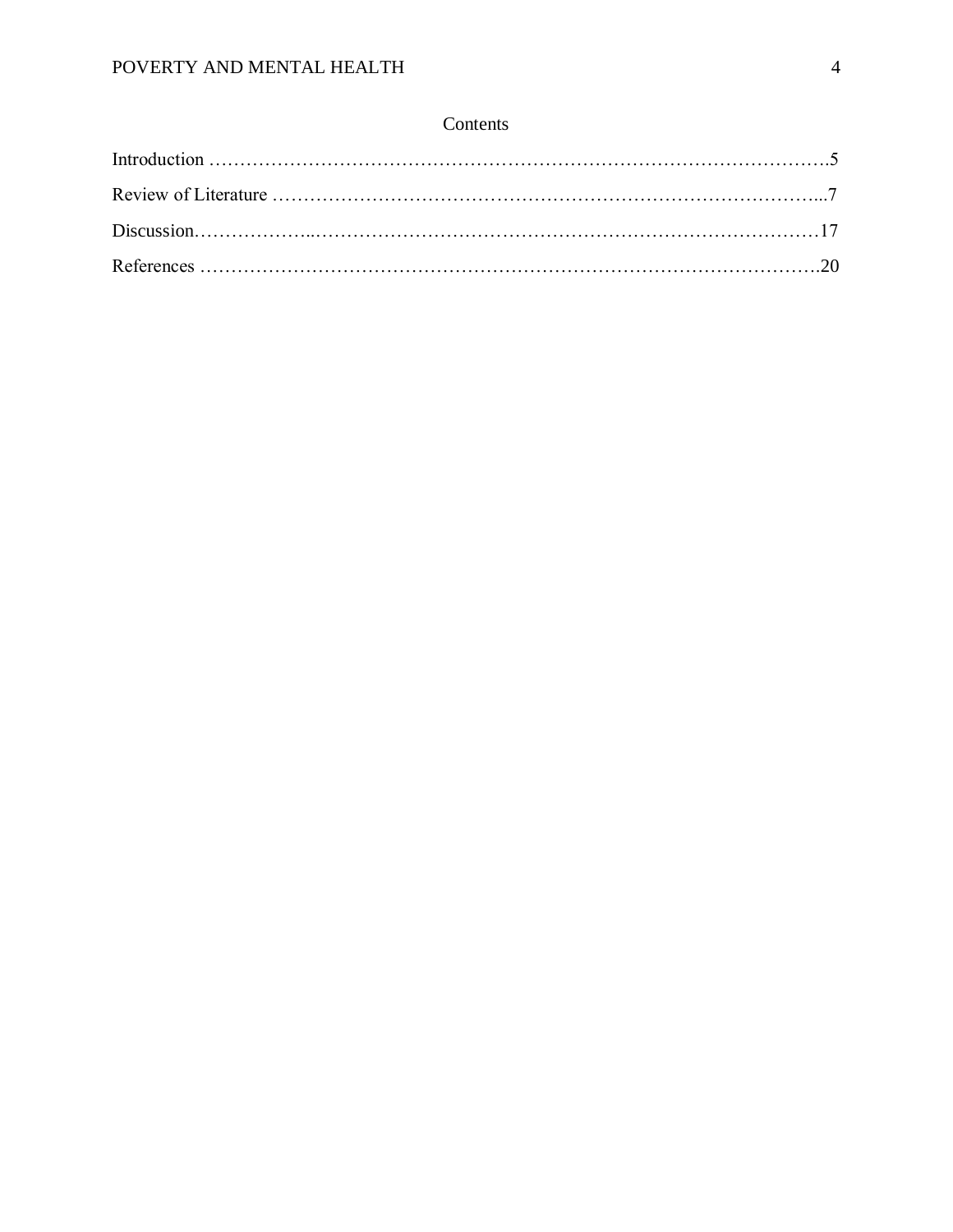## Contents

Introduction ……………………………………………………………………………………….5

Review of Literature ……………………………………………………………………………...7

Discussion………………..………………………………………………………………………17

References ……………………………………………………………………………………….20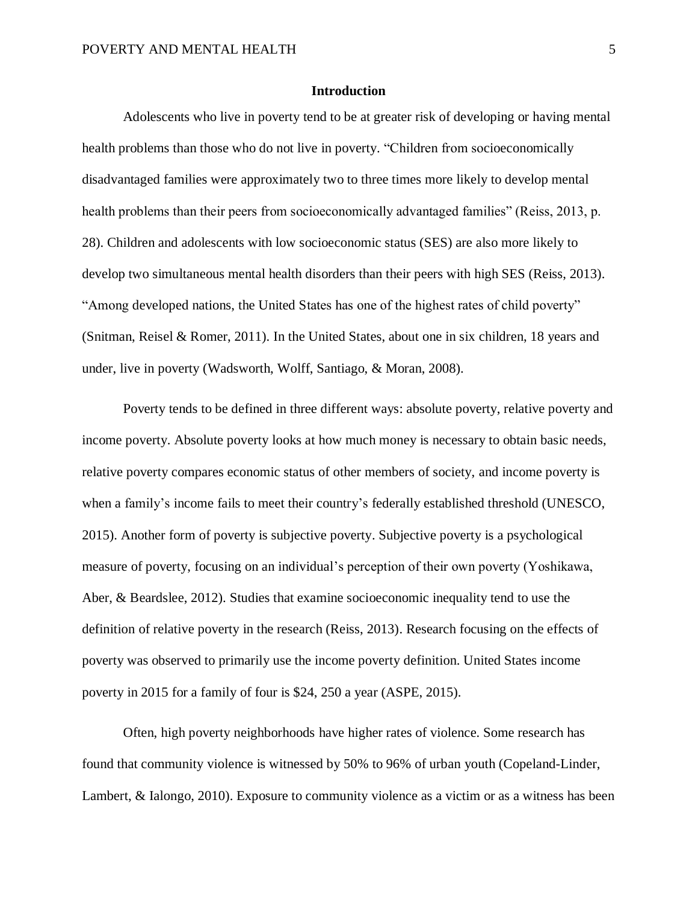## Introduction

Adolescents who live in poverty tend to be at greater risk of developing or having mental health problems than those who do not live in poverty. “Children from socioeconomically disadvantaged families were approximately two to three times more likely to develop mental health problems than their peers from socioeconomically advantaged families” (Reiss, 2013, p. 28). Children and adolescents with low socioeconomic status (SES) are also more likely to develop two simultaneous mental health disorders than their peers with high SES (Reiss, 2013). “Among developed nations, the United States has one of the highest rates of child poverty” (Snitman, Reisel & Romer, 2011). In the United States, about one in six children, 18 years and under, live in poverty (Wadsworth, Wolff, Santiago, & Moran, 2008).

Poverty tends to be defined in three different ways: absolute poverty, relative poverty and income poverty. Absolute poverty looks at how much money is necessary to obtain basic needs, relative poverty compares economic status of other members of society, and income poverty is when a family’s income fails to meet their country’s federally established threshold (UNESCO, 2015). Another form of poverty is subjective poverty. Subjective poverty is a psychological measure of poverty, focusing on an individual’s perception of their own poverty (Yoshikawa, Aber, & Beardslee, 2012). Studies that examine socioeconomic inequality tend to use the definition of relative poverty in the research (Reiss, 2013). Research focusing on the effects of poverty was observed to primarily use the income poverty definition. United States income poverty in 2015 for a family of four is $24, 250 a year (ASPE, 2015).

Often, high poverty neighborhoods have higher rates of violence. Some research has found that community violence is witnessed by 50% to 96% of urban youth (Copeland-Linder, Lambert, & Ialongo, 2010). Exposure to community violence as a victim or as a witness has been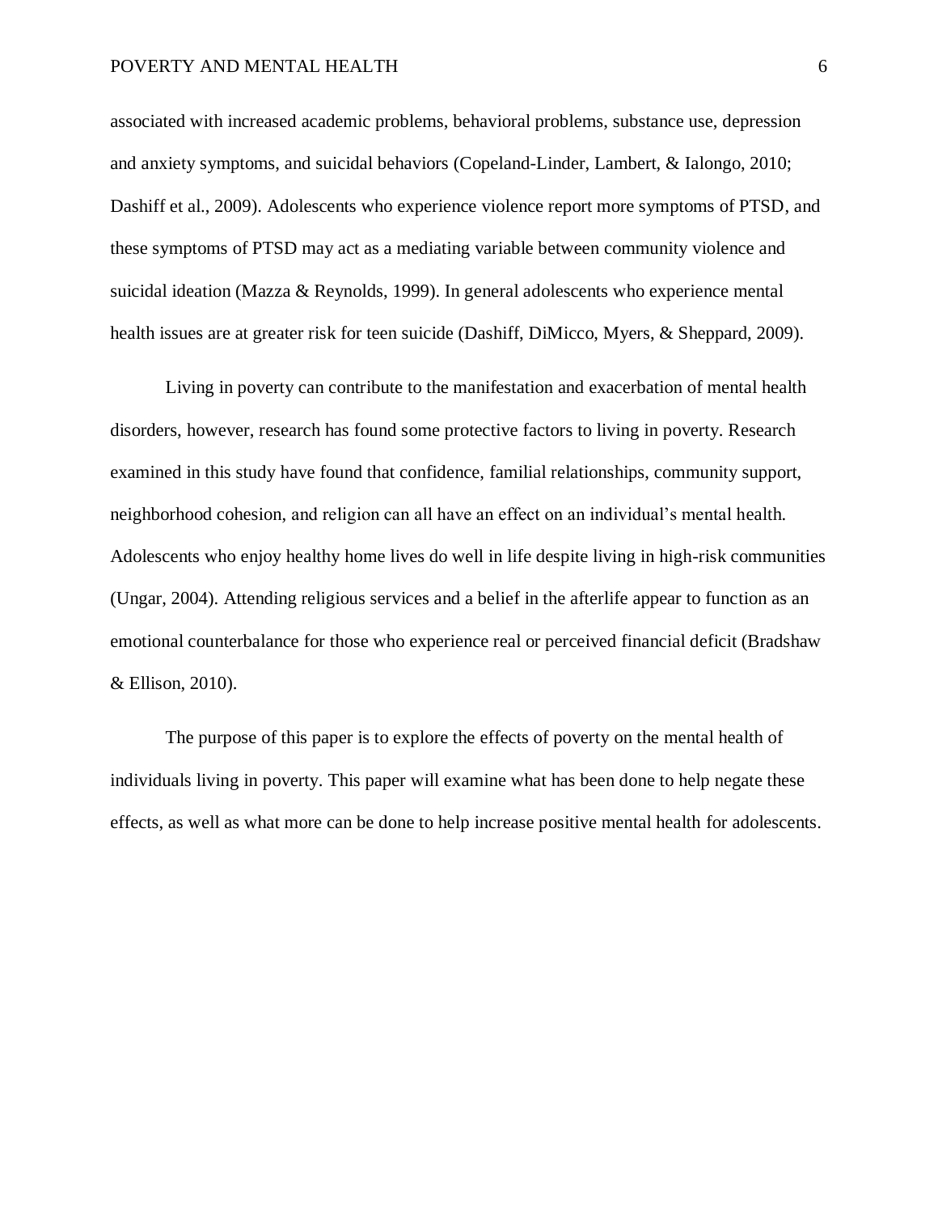associated with increased academic problems, behavioral problems, substance use, depression and anxiety symptoms, and suicidal behaviors (Copeland-Linder, Lambert, & Ialongo, 2010; Dashiff et al., 2009). Adolescents who experience violence report more symptoms of PTSD, and these symptoms of PTSD may act as a mediating variable between community violence and suicidal ideation (Mazza & Reynolds, 1999). In general adolescents who experience mental health issues are at greater risk for teen suicide (Dashiff, DiMicco, Myers, & Sheppard, 2009).

Living in poverty can contribute to the manifestation and exacerbation of mental health disorders, however, research has found some protective factors to living in poverty. Research examined in this study have found that confidence, familial relationships, community support, neighborhood cohesion, and religion can all have an effect on an individual's mental health. Adolescents who enjoy healthy home lives do well in life despite living in high-risk communities (Ungar, 2004). Attending religious services and a belief in the afterlife appear to function as an emotional counterbalance for those who experience real or perceived financial deficit (Bradshaw & Ellison, 2010).

The purpose of this paper is to explore the effects of poverty on the mental health of individuals living in poverty. This paper will examine what has been done to help negate these effects, as well as what more can be done to help increase positive mental health for adolescents.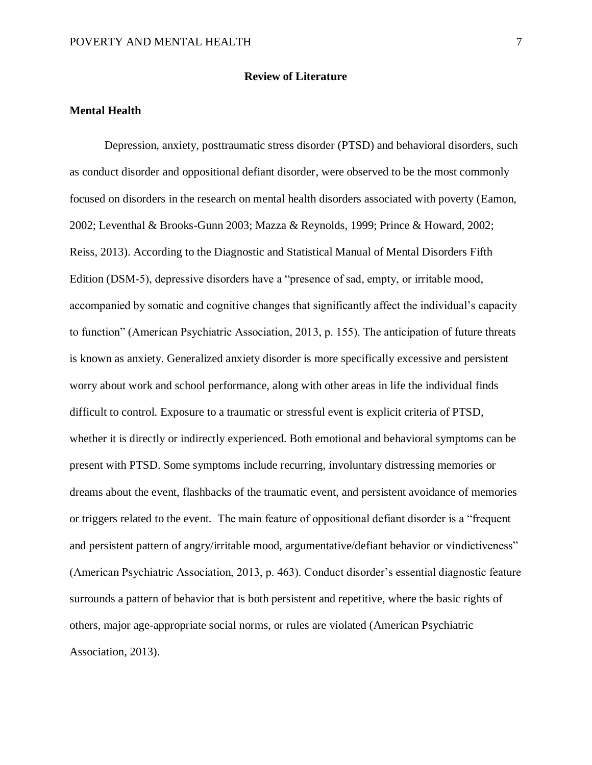## Review of Literature

### Mental Health

Depression, anxiety, posttraumatic stress disorder (PTSD) and behavioral disorders, such as conduct disorder and oppositional defiant disorder, were observed to be the most commonly focused on disorders in the research on mental health disorders associated with poverty (Eamon, 2002; Leventhal & Brooks-Gunn 2003; Mazza & Reynolds, 1999; Prince & Howard, 2002; Reiss, 2013). According to the Diagnostic and Statistical Manual of Mental Disorders Fifth Edition (DSM-5), depressive disorders have a "presence of sad, empty, or irritable mood, accompanied by somatic and cognitive changes that significantly affect the individual's capacity to function" (American Psychiatric Association, 2013, p. 155). The anticipation of future threats is known as anxiety. Generalized anxiety disorder is more specifically excessive and persistent worry about work and school performance, along with other areas in life the individual finds difficult to control. Exposure to a traumatic or stressful event is explicit criteria of PTSD, whether it is directly or indirectly experienced. Both emotional and behavioral symptoms can be present with PTSD. Some symptoms include recurring, involuntary distressing memories or dreams about the event, flashbacks of the traumatic event, and persistent avoidance of memories or triggers related to the event. The main feature of oppositional defiant disorder is a "frequent and persistent pattern of angry/irritable mood, argumentative/defiant behavior or vindictiveness" (American Psychiatric Association, 2013, p. 463). Conduct disorder's essential diagnostic feature surrounds a pattern of behavior that is both persistent and repetitive, where the basic rights of others, major age-appropriate social norms, or rules are violated (American Psychiatric Association, 2013).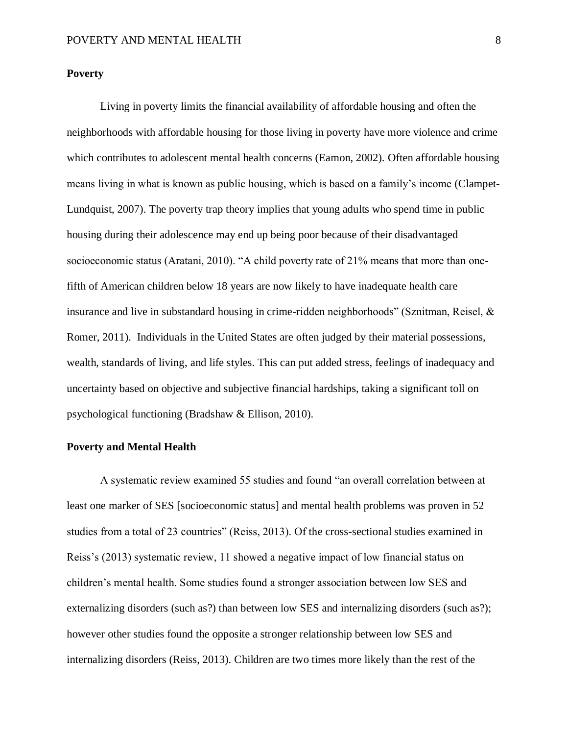## Poverty

Living in poverty limits the financial availability of affordable housing and often the neighborhoods with affordable housing for those living in poverty have more violence and crime which contributes to adolescent mental health concerns (Eamon, 2002). Often affordable housing means living in what is known as public housing, which is based on a family's income (Clampet-Lundquist, 2007). The poverty trap theory implies that young adults who spend time in public housing during their adolescence may end up being poor because of their disadvantaged socioeconomic status (Aratani, 2010). "A child poverty rate of 21% means that more than one-fifth of American children below 18 years are now likely to have inadequate health care insurance and live in substandard housing in crime-ridden neighborhoods" (Sznitman, Reisel, & Romer, 2011). Individuals in the United States are often judged by their material possessions, wealth, standards of living, and life styles. This can put added stress, feelings of inadequacy and uncertainty based on objective and subjective financial hardships, taking a significant toll on psychological functioning (Bradshaw & Ellison, 2010).

## Poverty and Mental Health

A systematic review examined 55 studies and found "an overall correlation between at least one marker of SES [socioeconomic status] and mental health problems was proven in 52 studies from a total of 23 countries" (Reiss, 2013). Of the cross-sectional studies examined in Reiss's (2013) systematic review, 11 showed a negative impact of low financial status on children's mental health. Some studies found a stronger association between low SES and externalizing disorders (such as?) than between low SES and internalizing disorders (such as?); however other studies found the opposite a stronger relationship between low SES and internalizing disorders (Reiss, 2013). Children are two times more likely than the rest of the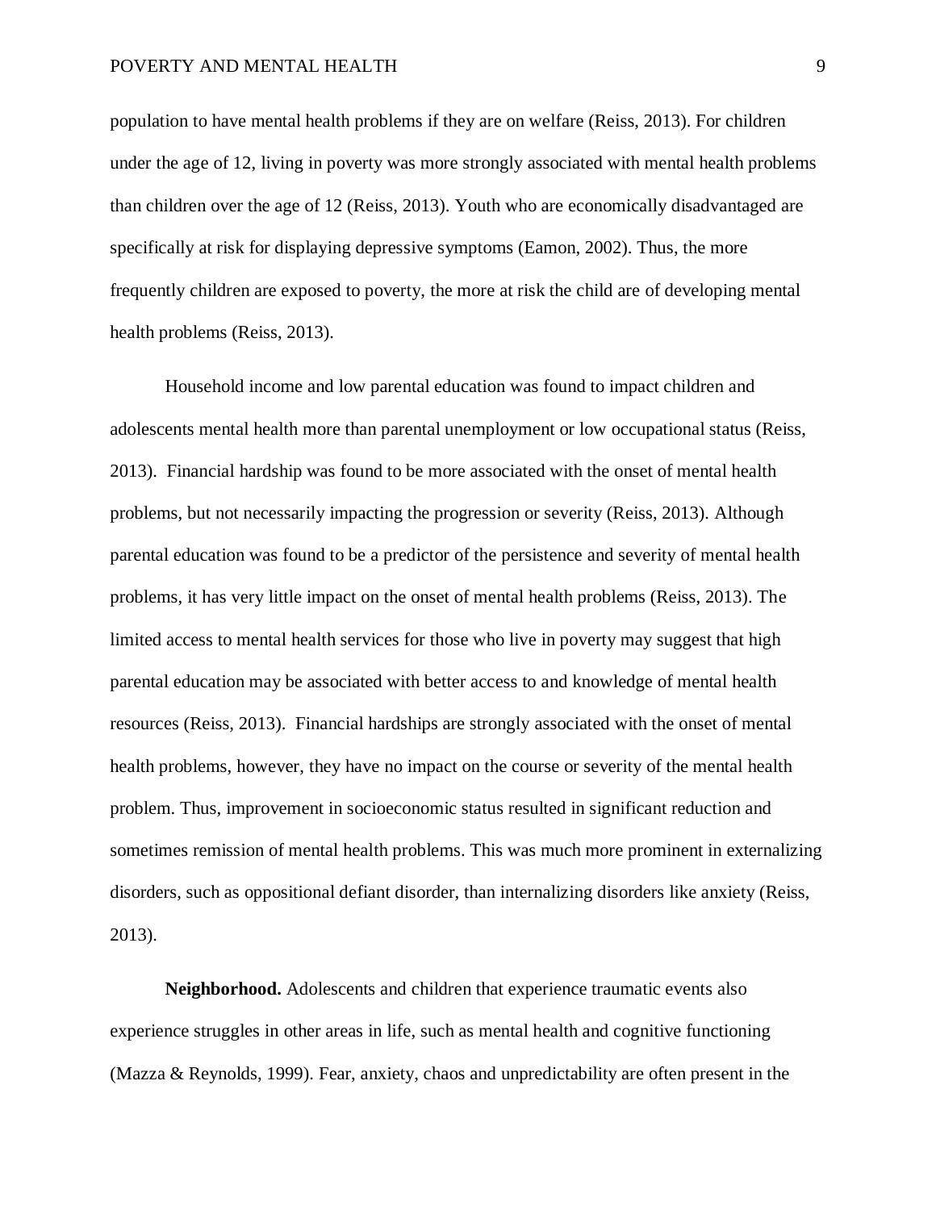population to have mental health problems if they are on welfare (Reiss, 2013). For children under the age of 12, living in poverty was more strongly associated with mental health problems than children over the age of 12 (Reiss, 2013). Youth who are economically disadvantaged are specifically at risk for displaying depressive symptoms (Eamon, 2002). Thus, the more frequently children are exposed to poverty, the more at risk the child are of developing mental health problems (Reiss, 2013).

Household income and low parental education was found to impact children and adolescents mental health more than parental unemployment or low occupational status (Reiss, 2013). Financial hardship was found to be more associated with the onset of mental health problems, but not necessarily impacting the progression or severity (Reiss, 2013). Although parental education was found to be a predictor of the persistence and severity of mental health problems, it has very little impact on the onset of mental health problems (Reiss, 2013). The limited access to mental health services for those who live in poverty may suggest that high parental education may be associated with better access to and knowledge of mental health resources (Reiss, 2013). Financial hardships are strongly associated with the onset of mental health problems, however, they have no impact on the course or severity of the mental health problem. Thus, improvement in socioeconomic status resulted in significant reduction and sometimes remission of mental health problems. This was much more prominent in externalizing disorders, such as oppositional defiant disorder, than internalizing disorders like anxiety (Reiss, 2013).

**Neighborhood.** Adolescents and children that experience traumatic events also experience struggles in other areas in life, such as mental health and cognitive functioning (Mazza & Reynolds, 1999). Fear, anxiety, chaos and unpredictability are often present in the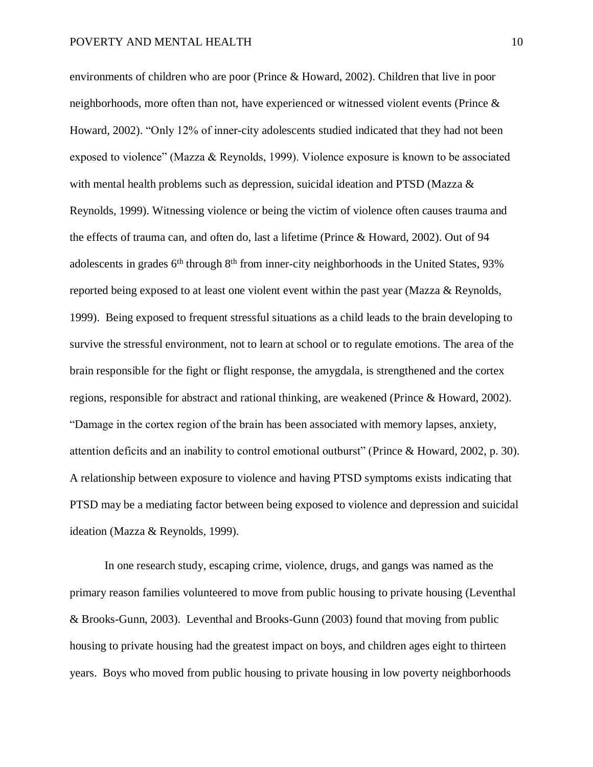environments of children who are poor (Prince & Howard, 2002). Children that live in poor neighborhoods, more often than not, have experienced or witnessed violent events (Prince & Howard, 2002). "Only 12% of inner-city adolescents studied indicated that they had not been exposed to violence" (Mazza & Reynolds, 1999). Violence exposure is known to be associated with mental health problems such as depression, suicidal ideation and PTSD (Mazza & Reynolds, 1999). Witnessing violence or being the victim of violence often causes trauma and the effects of trauma can, and often do, last a lifetime (Prince & Howard, 2002). Out of 94 adolescents in grades 6th through 8th from inner-city neighborhoods in the United States, 93% reported being exposed to at least one violent event within the past year (Mazza & Reynolds, 1999). Being exposed to frequent stressful situations as a child leads to the brain developing to survive the stressful environment, not to learn at school or to regulate emotions. The area of the brain responsible for the fight or flight response, the amygdala, is strengthened and the cortex regions, responsible for abstract and rational thinking, are weakened (Prince & Howard, 2002). "Damage in the cortex region of the brain has been associated with memory lapses, anxiety, attention deficits and an inability to control emotional outburst" (Prince & Howard, 2002, p. 30). A relationship between exposure to violence and having PTSD symptoms exists indicating that PTSD may be a mediating factor between being exposed to violence and depression and suicidal ideation (Mazza & Reynolds, 1999).

In one research study, escaping crime, violence, drugs, and gangs was named as the primary reason families volunteered to move from public housing to private housing (Leventhal & Brooks-Gunn, 2003). Leventhal and Brooks-Gunn (2003) found that moving from public housing to private housing had the greatest impact on boys, and children ages eight to thirteen years. Boys who moved from public housing to private housing in low poverty neighborhoods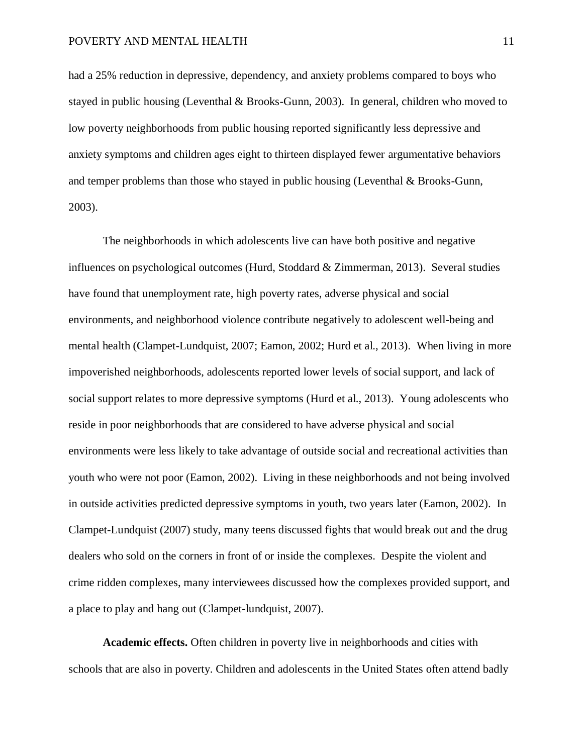had a 25% reduction in depressive, dependency, and anxiety problems compared to boys who stayed in public housing (Leventhal & Brooks-Gunn, 2003). In general, children who moved to low poverty neighborhoods from public housing reported significantly less depressive and anxiety symptoms and children ages eight to thirteen displayed fewer argumentative behaviors and temper problems than those who stayed in public housing (Leventhal & Brooks-Gunn, 2003).

The neighborhoods in which adolescents live can have both positive and negative influences on psychological outcomes (Hurd, Stoddard & Zimmerman, 2013). Several studies have found that unemployment rate, high poverty rates, adverse physical and social environments, and neighborhood violence contribute negatively to adolescent well-being and mental health (Clampet-Lundquist, 2007; Eamon, 2002; Hurd et al., 2013). When living in more impoverished neighborhoods, adolescents reported lower levels of social support, and lack of social support relates to more depressive symptoms (Hurd et al., 2013). Young adolescents who reside in poor neighborhoods that are considered to have adverse physical and social environments were less likely to take advantage of outside social and recreational activities than youth who were not poor (Eamon, 2002). Living in these neighborhoods and not being involved in outside activities predicted depressive symptoms in youth, two years later (Eamon, 2002). In Clampet-Lundquist (2007) study, many teens discussed fights that would break out and the drug dealers who sold on the corners in front of or inside the complexes. Despite the violent and crime ridden complexes, many interviewees discussed how the complexes provided support, and a place to play and hang out (Clampet-lundquist, 2007).

**Academic effects.** Often children in poverty live in neighborhoods and cities with schools that are also in poverty. Children and adolescents in the United States often attend badly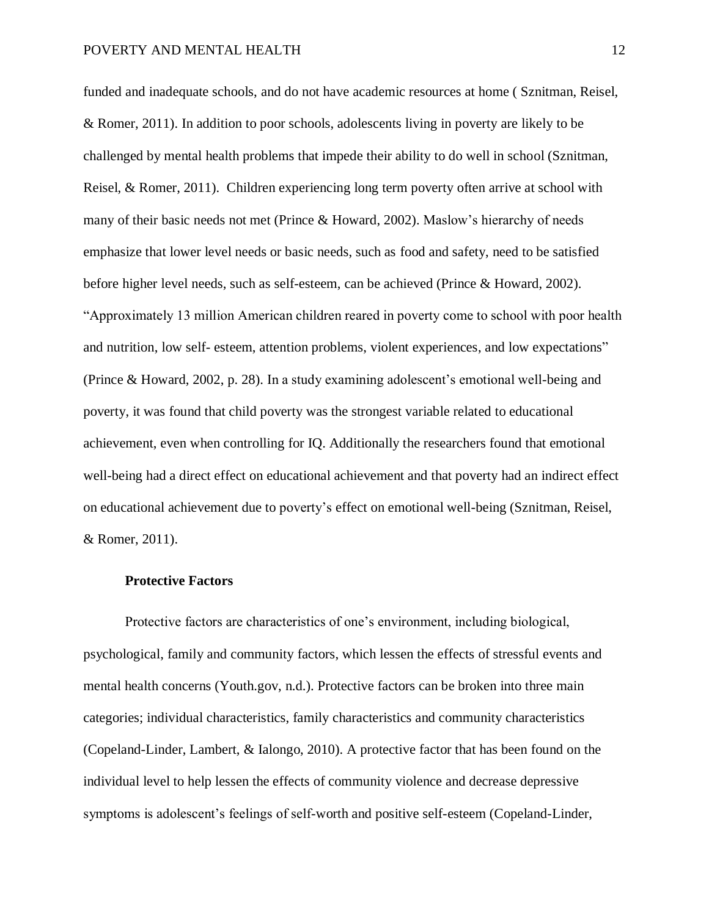funded and inadequate schools, and do not have academic resources at home ( Sznitman, Reisel, & Romer, 2011). In addition to poor schools, adolescents living in poverty are likely to be challenged by mental health problems that impede their ability to do well in school (Sznitman, Reisel, & Romer, 2011). Children experiencing long term poverty often arrive at school with many of their basic needs not met (Prince & Howard, 2002). Maslow's hierarchy of needs emphasize that lower level needs or basic needs, such as food and safety, need to be satisfied before higher level needs, such as self-esteem, can be achieved (Prince & Howard, 2002). "Approximately 13 million American children reared in poverty come to school with poor health and nutrition, low self- esteem, attention problems, violent experiences, and low expectations" (Prince & Howard, 2002, p. 28). In a study examining adolescent's emotional well-being and poverty, it was found that child poverty was the strongest variable related to educational achievement, even when controlling for IQ. Additionally the researchers found that emotional well-being had a direct effect on educational achievement and that poverty had an indirect effect on educational achievement due to poverty's effect on emotional well-being (Sznitman, Reisel, & Romer, 2011).

**Protective Factors**

Protective factors are characteristics of one's environment, including biological, psychological, family and community factors, which lessen the effects of stressful events and mental health concerns (Youth.gov, n.d.). Protective factors can be broken into three main categories; individual characteristics, family characteristics and community characteristics (Copeland-Linder, Lambert, & Ialongo, 2010). A protective factor that has been found on the individual level to help lessen the effects of community violence and decrease depressive symptoms is adolescent's feelings of self-worth and positive self-esteem (Copeland-Linder,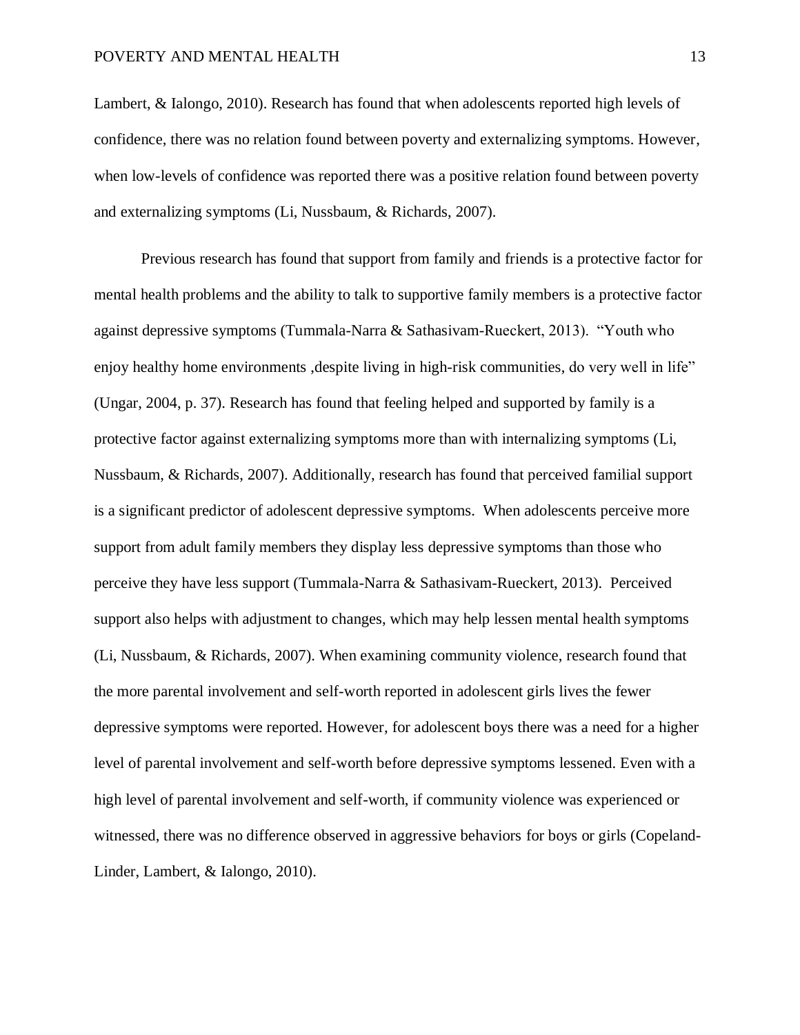Lambert, & Ialongo, 2010). Research has found that when adolescents reported high levels of confidence, there was no relation found between poverty and externalizing symptoms. However, when low-levels of confidence was reported there was a positive relation found between poverty and externalizing symptoms (Li, Nussbaum, & Richards, 2007).

Previous research has found that support from family and friends is a protective factor for mental health problems and the ability to talk to supportive family members is a protective factor against depressive symptoms (Tummala-Narra & Sathasivam-Rueckert, 2013). "Youth who enjoy healthy home environments ,despite living in high-risk communities, do very well in life" (Ungar, 2004, p. 37). Research has found that feeling helped and supported by family is a protective factor against externalizing symptoms more than with internalizing symptoms (Li, Nussbaum, & Richards, 2007). Additionally, research has found that perceived familial support is a significant predictor of adolescent depressive symptoms. When adolescents perceive more support from adult family members they display less depressive symptoms than those who perceive they have less support (Tummala-Narra & Sathasivam-Rueckert, 2013). Perceived support also helps with adjustment to changes, which may help lessen mental health symptoms (Li, Nussbaum, & Richards, 2007). When examining community violence, research found that the more parental involvement and self-worth reported in adolescent girls lives the fewer depressive symptoms were reported. However, for adolescent boys there was a need for a higher level of parental involvement and self-worth before depressive symptoms lessened. Even with a high level of parental involvement and self-worth, if community violence was experienced or witnessed, there was no difference observed in aggressive behaviors for boys or girls (Copeland-Linder, Lambert, & Ialongo, 2010).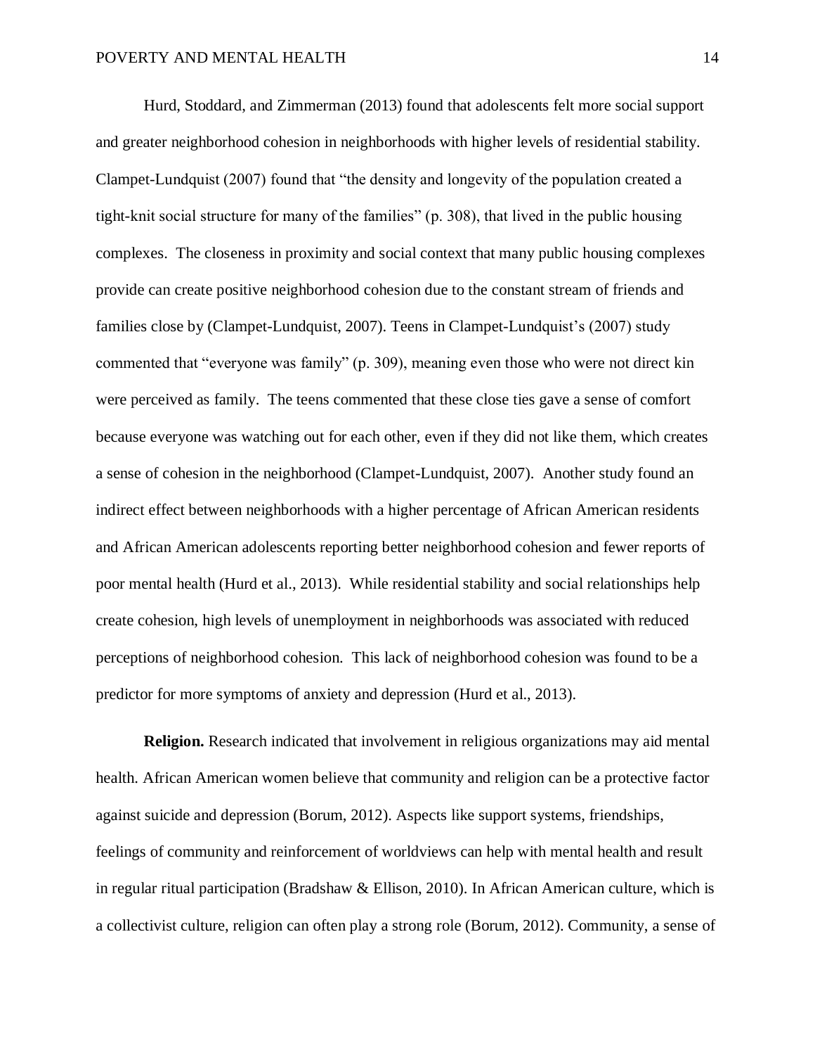Hurd, Stoddard, and Zimmerman (2013) found that adolescents felt more social support and greater neighborhood cohesion in neighborhoods with higher levels of residential stability. Clampet-Lundquist (2007) found that "the density and longevity of the population created a tight-knit social structure for many of the families" (p. 308), that lived in the public housing complexes. The closeness in proximity and social context that many public housing complexes provide can create positive neighborhood cohesion due to the constant stream of friends and families close by (Clampet-Lundquist, 2007). Teens in Clampet-Lundquist's (2007) study commented that "everyone was family" (p. 309), meaning even those who were not direct kin were perceived as family. The teens commented that these close ties gave a sense of comfort because everyone was watching out for each other, even if they did not like them, which creates a sense of cohesion in the neighborhood (Clampet-Lundquist, 2007). Another study found an indirect effect between neighborhoods with a higher percentage of African American residents and African American adolescents reporting better neighborhood cohesion and fewer reports of poor mental health (Hurd et al., 2013). While residential stability and social relationships help create cohesion, high levels of unemployment in neighborhoods was associated with reduced perceptions of neighborhood cohesion. This lack of neighborhood cohesion was found to be a predictor for more symptoms of anxiety and depression (Hurd et al., 2013).

**Religion.** Research indicated that involvement in religious organizations may aid mental health. African American women believe that community and religion can be a protective factor against suicide and depression (Borum, 2012). Aspects like support systems, friendships, feelings of community and reinforcement of worldviews can help with mental health and result in regular ritual participation (Bradshaw & Ellison, 2010). In African American culture, which is a collectivist culture, religion can often play a strong role (Borum, 2012). Community, a sense of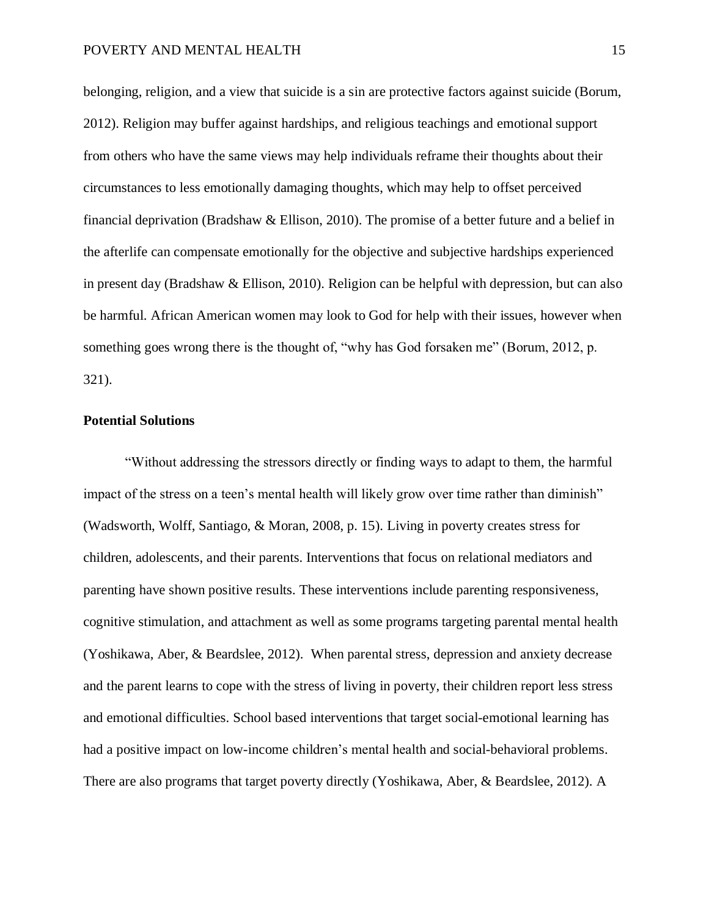belonging, religion, and a view that suicide is a sin are protective factors against suicide (Borum, 2012). Religion may buffer against hardships, and religious teachings and emotional support from others who have the same views may help individuals reframe their thoughts about their circumstances to less emotionally damaging thoughts, which may help to offset perceived financial deprivation (Bradshaw & Ellison, 2010). The promise of a better future and a belief in the afterlife can compensate emotionally for the objective and subjective hardships experienced in present day (Bradshaw & Ellison, 2010). Religion can be helpful with depression, but can also be harmful. African American women may look to God for help with their issues, however when something goes wrong there is the thought of, "why has God forsaken me" (Borum, 2012, p. 321).

**Potential Solutions**

"Without addressing the stressors directly or finding ways to adapt to them, the harmful impact of the stress on a teen's mental health will likely grow over time rather than diminish" (Wadsworth, Wolff, Santiago, & Moran, 2008, p. 15). Living in poverty creates stress for children, adolescents, and their parents. Interventions that focus on relational mediators and parenting have shown positive results. These interventions include parenting responsiveness, cognitive stimulation, and attachment as well as some programs targeting parental mental health (Yoshikawa, Aber, & Beardslee, 2012). When parental stress, depression and anxiety decrease and the parent learns to cope with the stress of living in poverty, their children report less stress and emotional difficulties. School based interventions that target social-emotional learning has had a positive impact on low-income children's mental health and social-behavioral problems. There are also programs that target poverty directly (Yoshikawa, Aber, & Beardslee, 2012). A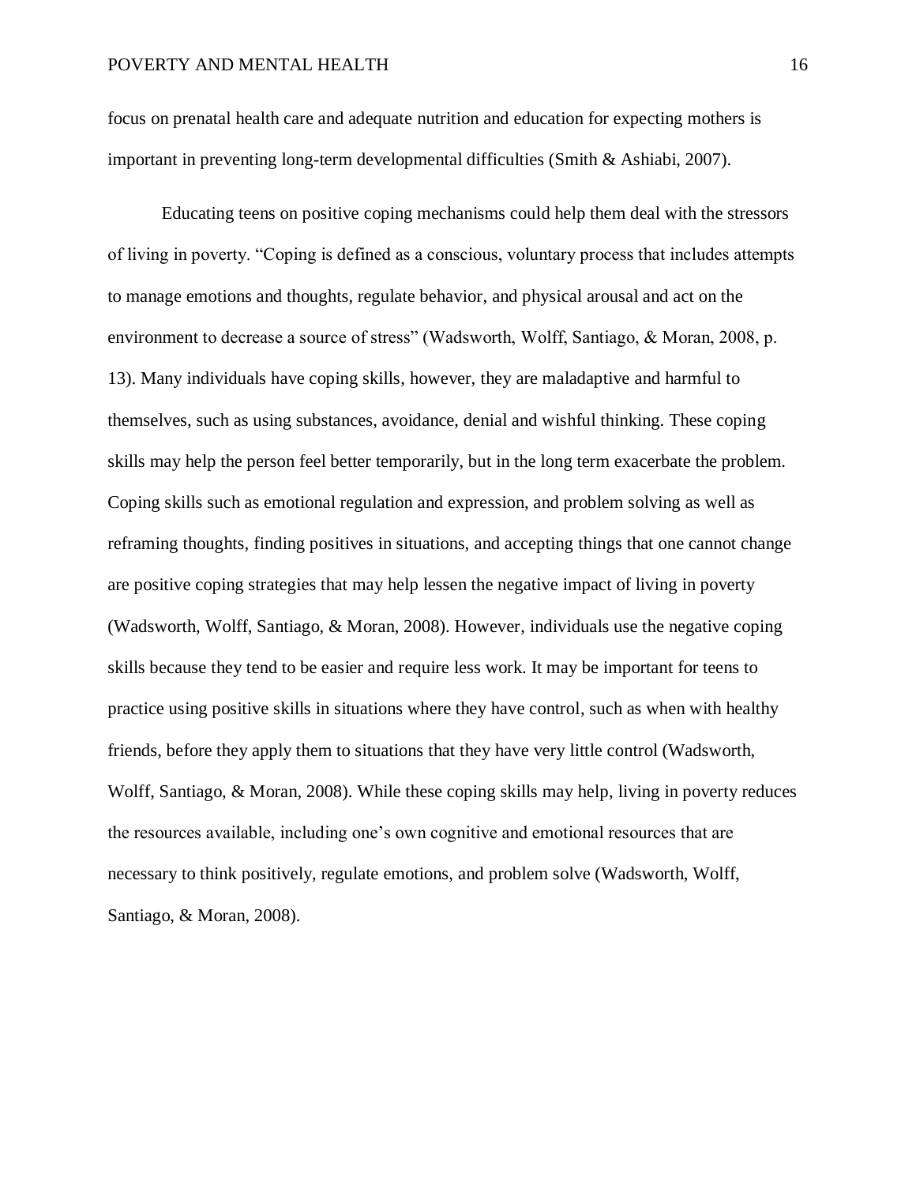focus on prenatal health care and adequate nutrition and education for expecting mothers is important in preventing long-term developmental difficulties (Smith & Ashiabi, 2007).

Educating teens on positive coping mechanisms could help them deal with the stressors of living in poverty. “Coping is defined as a conscious, voluntary process that includes attempts to manage emotions and thoughts, regulate behavior, and physical arousal and act on the environment to decrease a source of stress” (Wadsworth, Wolff, Santiago, & Moran, 2008, p. 13). Many individuals have coping skills, however, they are maladaptive and harmful to themselves, such as using substances, avoidance, denial and wishful thinking. These coping skills may help the person feel better temporarily, but in the long term exacerbate the problem. Coping skills such as emotional regulation and expression, and problem solving as well as reframing thoughts, finding positives in situations, and accepting things that one cannot change are positive coping strategies that may help lessen the negative impact of living in poverty (Wadsworth, Wolff, Santiago, & Moran, 2008). However, individuals use the negative coping skills because they tend to be easier and require less work. It may be important for teens to practice using positive skills in situations where they have control, such as when with healthy friends, before they apply them to situations that they have very little control (Wadsworth, Wolff, Santiago, & Moran, 2008). While these coping skills may help, living in poverty reduces the resources available, including one’s own cognitive and emotional resources that are necessary to think positively, regulate emotions, and problem solve (Wadsworth, Wolff, Santiago, & Moran, 2008).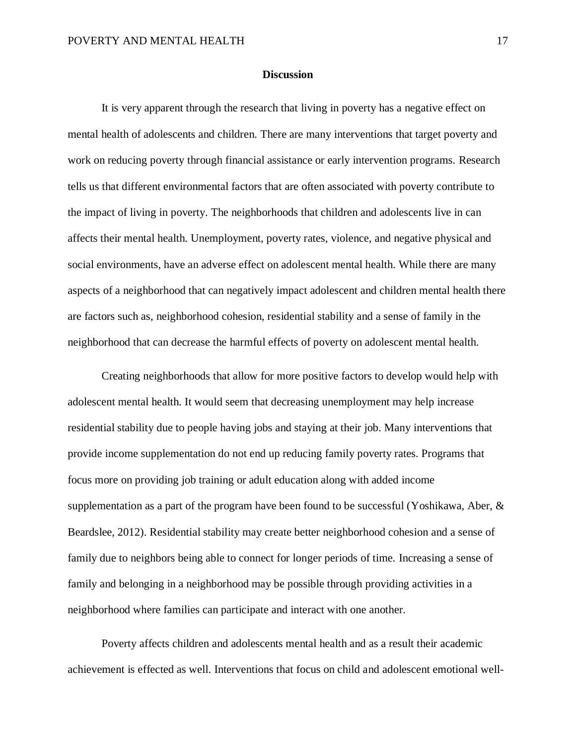## Discussion

It is very apparent through the research that living in poverty has a negative effect on mental health of adolescents and children. There are many interventions that target poverty and work on reducing poverty through financial assistance or early intervention programs. Research tells us that different environmental factors that are often associated with poverty contribute to the impact of living in poverty. The neighborhoods that children and adolescents live in can affects their mental health. Unemployment, poverty rates, violence, and negative physical and social environments, have an adverse effect on adolescent mental health. While there are many aspects of a neighborhood that can negatively impact adolescent and children mental health there are factors such as, neighborhood cohesion, residential stability and a sense of family in the neighborhood that can decrease the harmful effects of poverty on adolescent mental health.

Creating neighborhoods that allow for more positive factors to develop would help with adolescent mental health. It would seem that decreasing unemployment may help increase residential stability due to people having jobs and staying at their job. Many interventions that provide income supplementation do not end up reducing family poverty rates. Programs that focus more on providing job training or adult education along with added income supplementation as a part of the program have been found to be successful (Yoshikawa, Aber, & Beardslee, 2012). Residential stability may create better neighborhood cohesion and a sense of family due to neighbors being able to connect for longer periods of time. Increasing a sense of family and belonging in a neighborhood may be possible through providing activities in a neighborhood where families can participate and interact with one another.

Poverty affects children and adolescents mental health and as a result their academic achievement is effected as well. Interventions that focus on child and adolescent emotional well-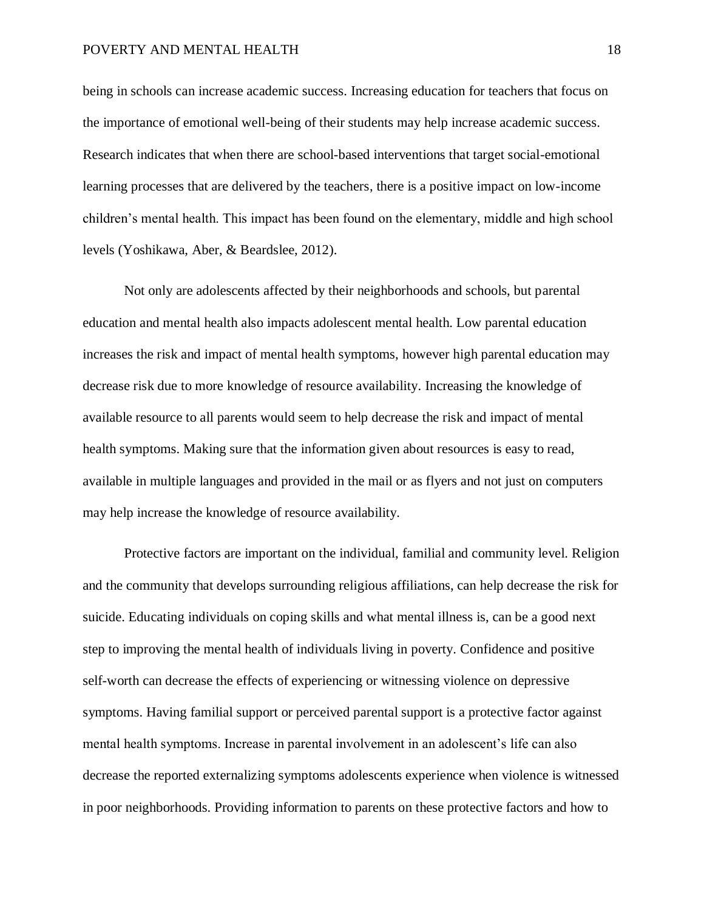being in schools can increase academic success. Increasing education for teachers that focus on the importance of emotional well-being of their students may help increase academic success. Research indicates that when there are school-based interventions that target social-emotional learning processes that are delivered by the teachers, there is a positive impact on low-income children's mental health. This impact has been found on the elementary, middle and high school levels (Yoshikawa, Aber, & Beardslee, 2012).

Not only are adolescents affected by their neighborhoods and schools, but parental education and mental health also impacts adolescent mental health. Low parental education increases the risk and impact of mental health symptoms, however high parental education may decrease risk due to more knowledge of resource availability. Increasing the knowledge of available resource to all parents would seem to help decrease the risk and impact of mental health symptoms. Making sure that the information given about resources is easy to read, available in multiple languages and provided in the mail or as flyers and not just on computers may help increase the knowledge of resource availability.

Protective factors are important on the individual, familial and community level. Religion and the community that develops surrounding religious affiliations, can help decrease the risk for suicide. Educating individuals on coping skills and what mental illness is, can be a good next step to improving the mental health of individuals living in poverty. Confidence and positive self-worth can decrease the effects of experiencing or witnessing violence on depressive symptoms. Having familial support or perceived parental support is a protective factor against mental health symptoms. Increase in parental involvement in an adolescent's life can also decrease the reported externalizing symptoms adolescents experience when violence is witnessed in poor neighborhoods. Providing information to parents on these protective factors and how to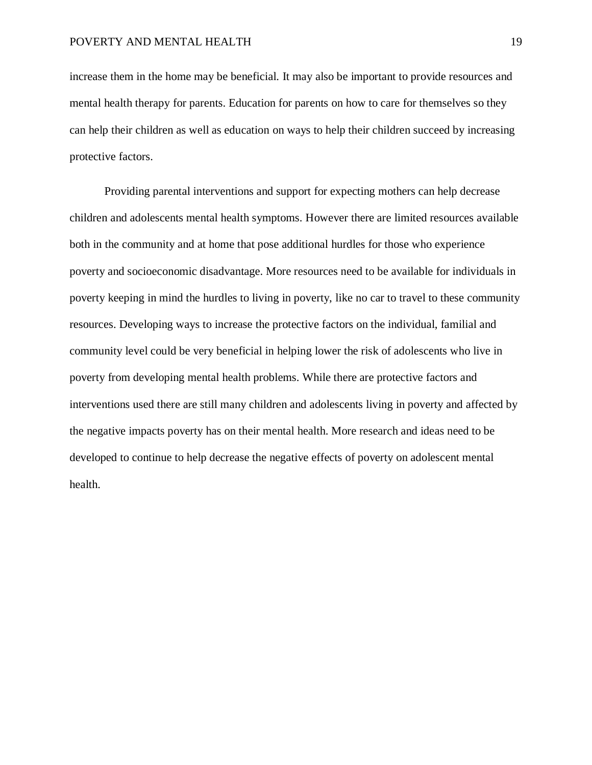increase them in the home may be beneficial. It may also be important to provide resources and mental health therapy for parents. Education for parents on how to care for themselves so they can help their children as well as education on ways to help their children succeed by increasing protective factors.

Providing parental interventions and support for expecting mothers can help decrease children and adolescents mental health symptoms. However there are limited resources available both in the community and at home that pose additional hurdles for those who experience poverty and socioeconomic disadvantage. More resources need to be available for individuals in poverty keeping in mind the hurdles to living in poverty, like no car to travel to these community resources. Developing ways to increase the protective factors on the individual, familial and community level could be very beneficial in helping lower the risk of adolescents who live in poverty from developing mental health problems. While there are protective factors and interventions used there are still many children and adolescents living in poverty and affected by the negative impacts poverty has on their mental health. More research and ideas need to be developed to continue to help decrease the negative effects of poverty on adolescent mental health.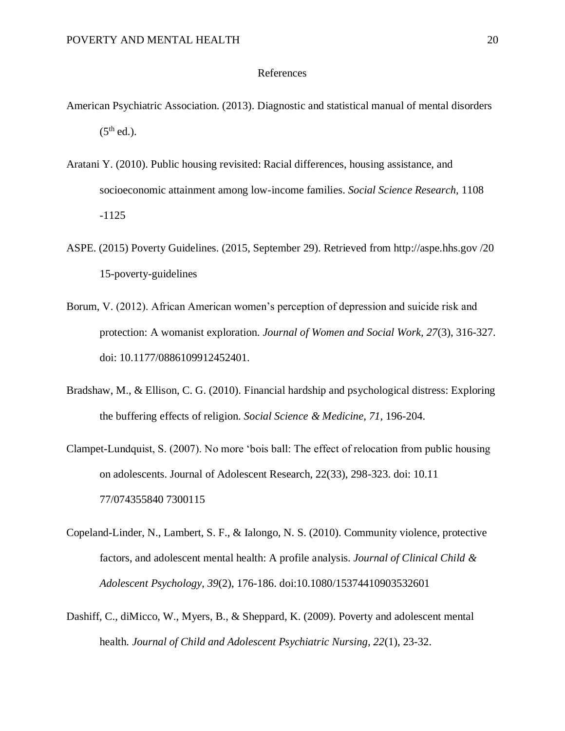# References

American Psychiatric Association. (2013). Diagnostic and statistical manual of mental disorders (5th ed.).

Aratani Y. (2010). Public housing revisited: Racial differences, housing assistance, and socioeconomic attainment among low-income families. *Social Science Research,* 1108 -1125

ASPE. (2015) Poverty Guidelines. (2015, September 29). Retrieved from http://aspe.hhs.gov /20 15-poverty-guidelines

Borum, V. (2012). African American women's perception of depression and suicide risk and protection: A womanist exploration. *Journal of Women and Social Work, 27*(3), 316-327. doi: 10.1177/0886109912452401.

Bradshaw, M., & Ellison, C. G. (2010). Financial hardship and psychological distress: Exploring the buffering effects of religion. *Social Science & Medicine, 71,* 196-204.

Clampet-Lundquist, S. (2007). No more 'bois ball: The effect of relocation from public housing on adolescents. Journal of Adolescent Research, 22(33), 298-323. doi: 10.11 77/074355840 7300115

Copeland-Linder, N., Lambert, S. F., & Ialongo, N. S. (2010). Community violence, protective factors, and adolescent mental health: A profile analysis. *Journal of Clinical Child & Adolescent Psychology, 39*(2), 176-186. doi:10.1080/15374410903532601

Dashiff, C., diMicco, W., Myers, B., & Sheppard, K. (2009). Poverty and adolescent mental health. *Journal of Child and Adolescent Psychiatric Nursing, 22*(1), 23-32.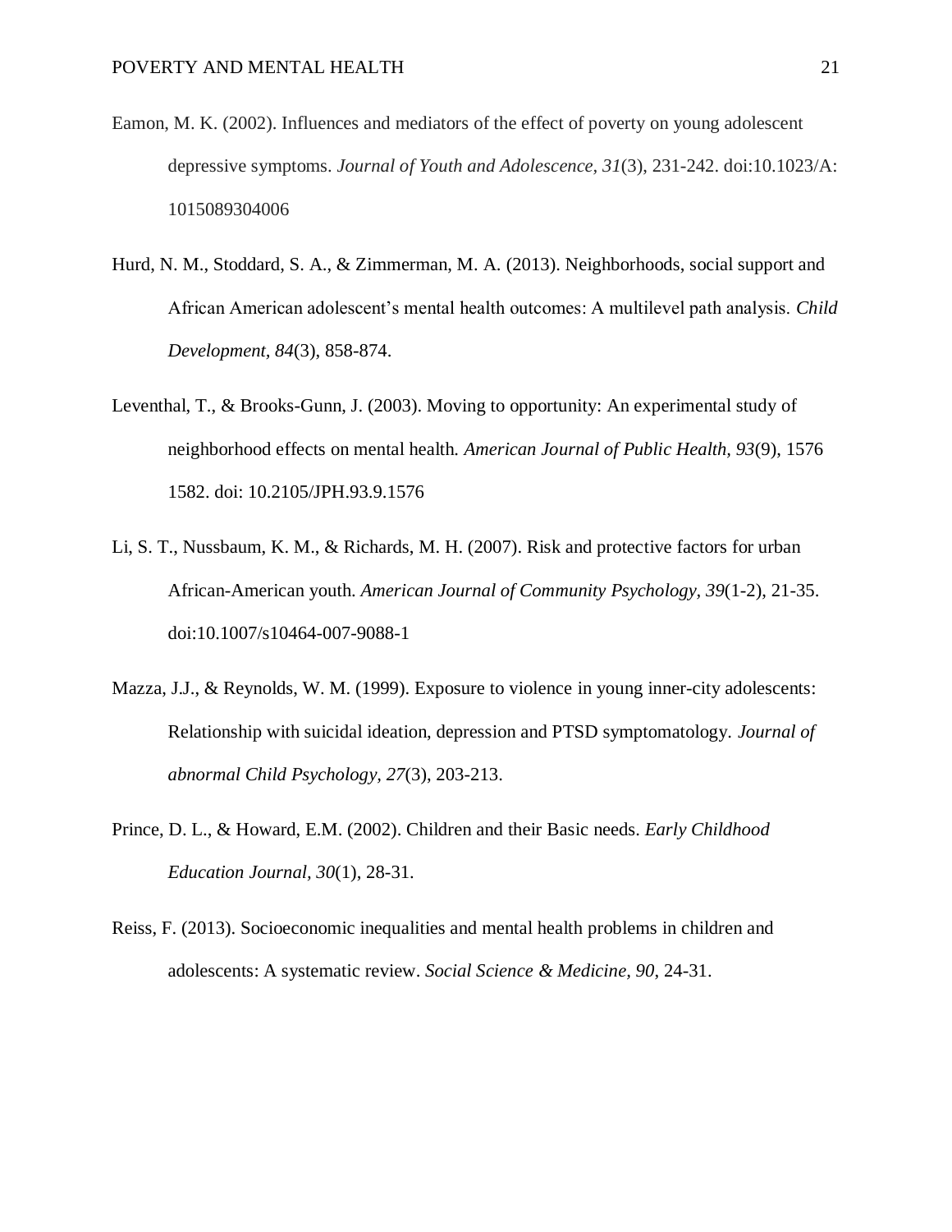Eamon, M. K. (2002). Influences and mediators of the effect of poverty on young adolescent depressive symptoms. *Journal of Youth and Adolescence, 31*(3), 231-242. doi:10.1023/A: 1015089304006

Hurd, N. M., Stoddard, S. A., & Zimmerman, M. A. (2013). Neighborhoods, social support and African American adolescent's mental health outcomes: A multilevel path analysis. *Child Development, 84*(3), 858-874.

Leventhal, T., & Brooks-Gunn, J. (2003). Moving to opportunity: An experimental study of neighborhood effects on mental health. *American Journal of Public Health, 93*(9), 1576 1582. doi: 10.2105/JPH.93.9.1576

Li, S. T., Nussbaum, K. M., & Richards, M. H. (2007). Risk and protective factors for urban African-American youth. *American Journal of Community Psychology, 39*(1-2), 21-35. doi:10.1007/s10464-007-9088-1

Mazza, J.J., & Reynolds, W. M. (1999). Exposure to violence in young inner-city adolescents: Relationship with suicidal ideation, depression and PTSD symptomatology. *Journal of abnormal Child Psychology, 27*(3), 203-213.

Prince, D. L., & Howard, E.M. (2002). Children and their Basic needs. *Early Childhood Education Journal, 30*(1), 28-31.

Reiss, F. (2013). Socioeconomic inequalities and mental health problems in children and adolescents: A systematic review. *Social Science & Medicine, 90*, 24-31.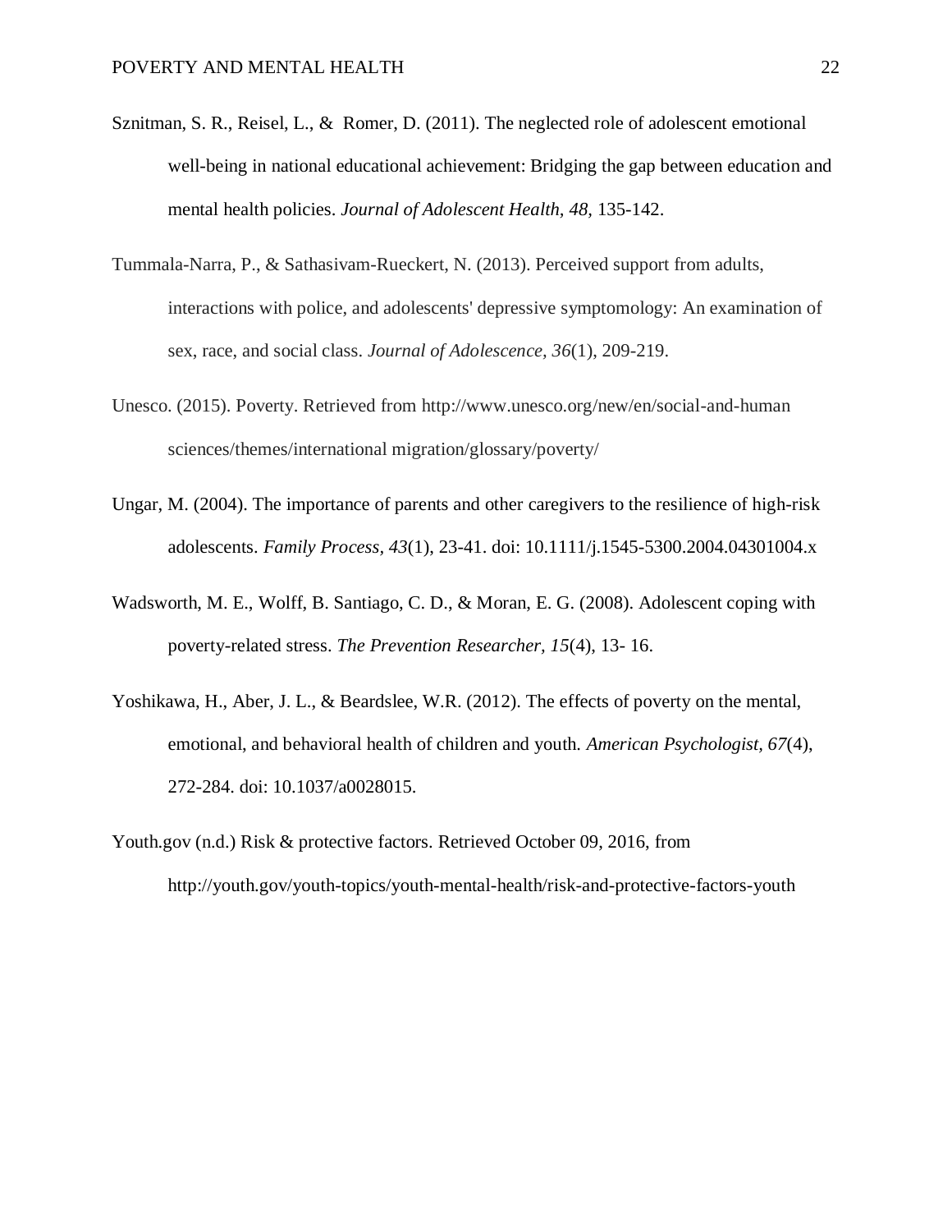Sznitman, S. R., Reisel, L., & Romer, D. (2011). The neglected role of adolescent emotional well-being in national educational achievement: Bridging the gap between education and mental health policies. *Journal of Adolescent Health, 48*, 135-142.

Tummala-Narra, P., & Sathasivam-Rueckert, N. (2013). Perceived support from adults, interactions with police, and adolescents' depressive symptomology: An examination of sex, race, and social class. *Journal of Adolescence, 36*(1), 209-219.

Unesco. (2015). Poverty. Retrieved from http://www.unesco.org/new/en/social-and-human sciences/themes/international migration/glossary/poverty/

Ungar, M. (2004). The importance of parents and other caregivers to the resilience of high-risk adolescents. *Family Process, 43*(1), 23-41. doi: 10.1111/j.1545-5300.2004.04301004.x

Wadsworth, M. E., Wolff, B. Santiago, C. D., & Moran, E. G. (2008). Adolescent coping with poverty-related stress. *The Prevention Researcher, 15*(4), 13- 16.

Yoshikawa, H., Aber, J. L., & Beardslee, W.R. (2012). The effects of poverty on the mental, emotional, and behavioral health of children and youth. *American Psychologist, 67*(4), 272-284. doi: 10.1037/a0028015.

Youth.gov (n.d.) Risk & protective factors. Retrieved October 09, 2016, from http://youth.gov/youth-topics/youth-mental-health/risk-and-protective-factors-youth